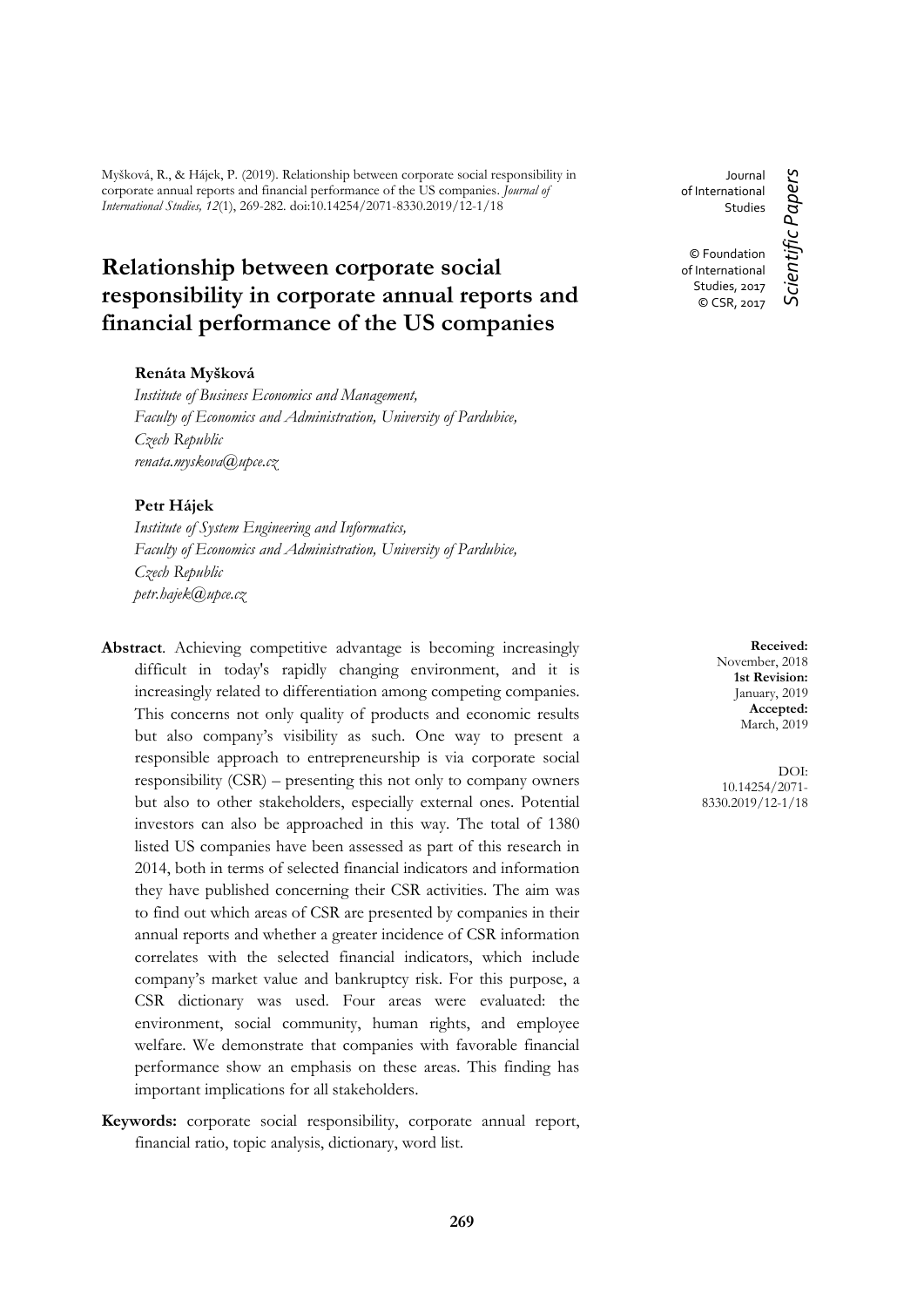Myšková, R., & Hájek, P. (2019). Relationship between corporate social responsibility in corporate annual reports and financial performance of the US companies. *Journal of International Studies, 12*(1), 269-282. doi:10.14254/2071-8330.2019/12-1/18

Journal of International Studies

© Foundation of International Studies, 2017
© CSR, 2017

*Scientific Papers*

# Relationship between corporate social responsibility in corporate annual reports and financial performance of the US companies

**Renáta Myšková**
*Institute of Business Economics and Management,*
*Faculty of Economics and Administration, University of Pardubice,*
*Czech Republic*
*renata.myskova@upce.cz*

**Petr Hájek**
*Institute of System Engineering and Informatics,*
*Faculty of Economics and Administration, University of Pardubice,*
*Czech Republic*
*petr.hajek@upce.cz*

**Received:** November, 2018
**1st Revision:** January, 2019
**Accepted:** March, 2019

DOI: 10.14254/2071-8330.2019/12-1/18

**Abstract**. Achieving competitive advantage is becoming increasingly difficult in today's rapidly changing environment, and it is increasingly related to differentiation among competing companies. This concerns not only quality of products and economic results but also company's visibility as such. One way to present a responsible approach to entrepreneurship is via corporate social responsibility (CSR) – presenting this not only to company owners but also to other stakeholders, especially external ones. Potential investors can also be approached in this way. The total of 1380 listed US companies have been assessed as part of this research in 2014, both in terms of selected financial indicators and information they have published concerning their CSR activities. The aim was to find out which areas of CSR are presented by companies in their annual reports and whether a greater incidence of CSR information correlates with the selected financial indicators, which include company's market value and bankruptcy risk. For this purpose, a CSR dictionary was used. Four areas were evaluated: the environment, social community, human rights, and employee welfare. We demonstrate that companies with favorable financial performance show an emphasis on these areas. This finding has important implications for all stakeholders.

**Keywords:** corporate social responsibility, corporate annual report, financial ratio, topic analysis, dictionary, word list.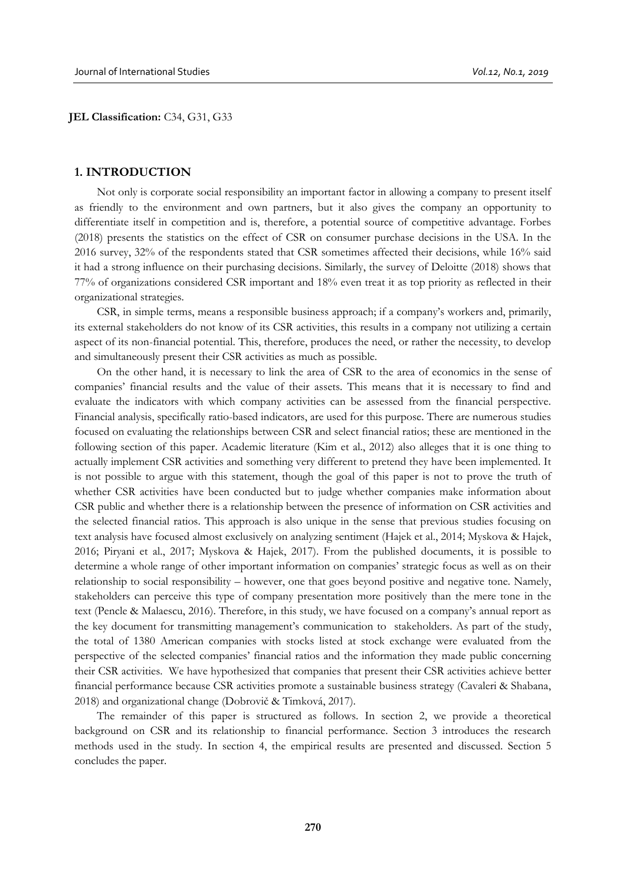**JEL Classification:** C34, G31, G33

## 1. INTRODUCTION

Not only is corporate social responsibility an important factor in allowing a company to present itself as friendly to the environment and own partners, but it also gives the company an opportunity to differentiate itself in competition and is, therefore, a potential source of competitive advantage. Forbes (2018) presents the statistics on the effect of CSR on consumer purchase decisions in the USA. In the 2016 survey, 32% of the respondents stated that CSR sometimes affected their decisions, while 16% said it had a strong influence on their purchasing decisions. Similarly, the survey of Deloitte (2018) shows that 77% of organizations considered CSR important and 18% even treat it as top priority as reflected in their organizational strategies.

CSR, in simple terms, means a responsible business approach; if a company's workers and, primarily, its external stakeholders do not know of its CSR activities, this results in a company not utilizing a certain aspect of its non-financial potential. This, therefore, produces the need, or rather the necessity, to develop and simultaneously present their CSR activities as much as possible.

On the other hand, it is necessary to link the area of CSR to the area of economics in the sense of companies' financial results and the value of their assets. This means that it is necessary to find and evaluate the indicators with which company activities can be assessed from the financial perspective. Financial analysis, specifically ratio-based indicators, are used for this purpose. There are numerous studies focused on evaluating the relationships between CSR and select financial ratios; these are mentioned in the following section of this paper. Academic literature (Kim et al., 2012) also alleges that it is one thing to actually implement CSR activities and something very different to pretend they have been implemented. It is not possible to argue with this statement, though the goal of this paper is not to prove the truth of whether CSR activities have been conducted but to judge whether companies make information about CSR public and whether there is a relationship between the presence of information on CSR activities and the selected financial ratios. This approach is also unique in the sense that previous studies focusing on text analysis have focused almost exclusively on analyzing sentiment (Hajek et al., 2014; Myskova & Hajek, 2016; Piryani et al., 2017; Myskova & Hajek, 2017). From the published documents, it is possible to determine a whole range of other important information on companies' strategic focus as well as on their relationship to social responsibility – however, one that goes beyond positive and negative tone. Namely, stakeholders can perceive this type of company presentation more positively than the mere tone in the text (Pencle & Malaescu, 2016). Therefore, in this study, we have focused on a company's annual report as the key document for transmitting management's communication to stakeholders. As part of the study, the total of 1380 American companies with stocks listed at stock exchange were evaluated from the perspective of the selected companies' financial ratios and the information they made public concerning their CSR activities. We have hypothesized that companies that present their CSR activities achieve better financial performance because CSR activities promote a sustainable business strategy (Cavaleri & Shabana, 2018) and organizational change (Dobrovič & Timková, 2017).

The remainder of this paper is structured as follows. In section 2, we provide a theoretical background on CSR and its relationship to financial performance. Section 3 introduces the research methods used in the study. In section 4, the empirical results are presented and discussed. Section 5 concludes the paper.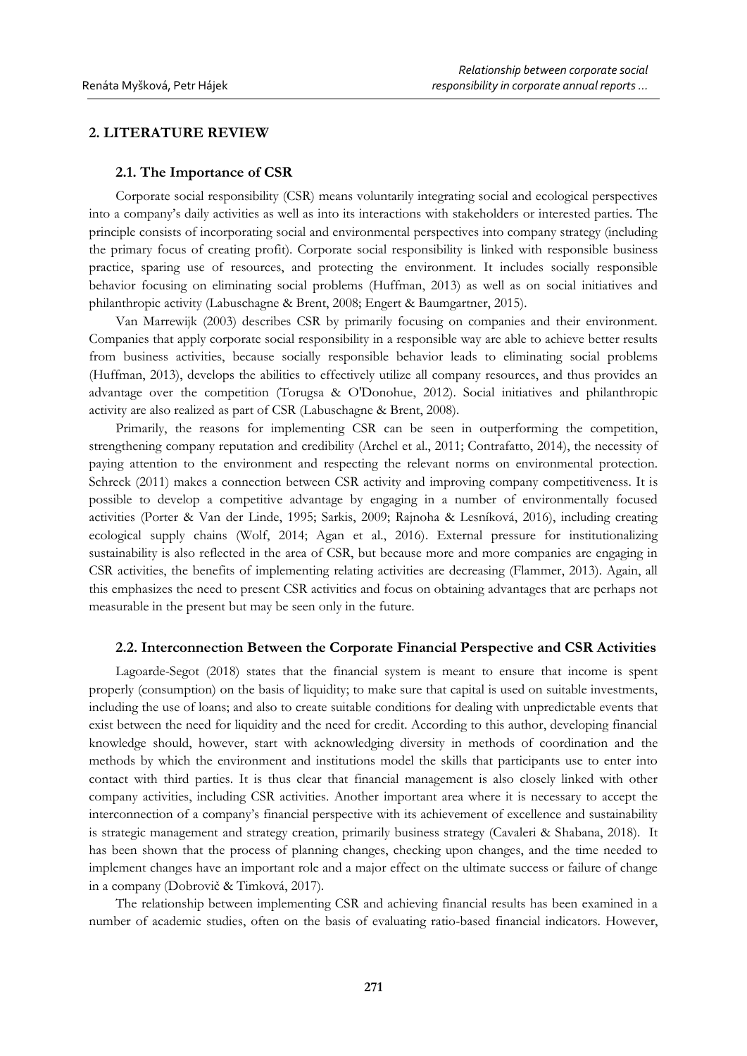## 2. LITERATURE REVIEW

### 2.1. The Importance of CSR

Corporate social responsibility (CSR) means voluntarily integrating social and ecological perspectives into a company's daily activities as well as into its interactions with stakeholders or interested parties. The principle consists of incorporating social and environmental perspectives into company strategy (including the primary focus of creating profit). Corporate social responsibility is linked with responsible business practice, sparing use of resources, and protecting the environment. It includes socially responsible behavior focusing on eliminating social problems (Huffman, 2013) as well as on social initiatives and philanthropic activity (Labuschagne & Brent, 2008; Engert & Baumgartner, 2015).

Van Marrewijk (2003) describes CSR by primarily focusing on companies and their environment. Companies that apply corporate social responsibility in a responsible way are able to achieve better results from business activities, because socially responsible behavior leads to eliminating social problems (Huffman, 2013), develops the abilities to effectively utilize all company resources, and thus provides an advantage over the competition (Torugsa & O'Donohue, 2012). Social initiatives and philanthropic activity are also realized as part of CSR (Labuschagne & Brent, 2008).

Primarily, the reasons for implementing CSR can be seen in outperforming the competition, strengthening company reputation and credibility (Archel et al., 2011; Contrafatto, 2014), the necessity of paying attention to the environment and respecting the relevant norms on environmental protection. Schreck (2011) makes a connection between CSR activity and improving company competitiveness. It is possible to develop a competitive advantage by engaging in a number of environmentally focused activities (Porter & Van der Linde, 1995; Sarkis, 2009; Rajnoha & Lesníková, 2016), including creating ecological supply chains (Wolf, 2014; Agan et al., 2016). External pressure for institutionalizing sustainability is also reflected in the area of CSR, but because more and more companies are engaging in CSR activities, the benefits of implementing relating activities are decreasing (Flammer, 2013). Again, all this emphasizes the need to present CSR activities and focus on obtaining advantages that are perhaps not measurable in the present but may be seen only in the future.

### 2.2. Interconnection Between the Corporate Financial Perspective and CSR Activities

Lagoarde-Segot (2018) states that the financial system is meant to ensure that income is spent properly (consumption) on the basis of liquidity; to make sure that capital is used on suitable investments, including the use of loans; and also to create suitable conditions for dealing with unpredictable events that exist between the need for liquidity and the need for credit. According to this author, developing financial knowledge should, however, start with acknowledging diversity in methods of coordination and the methods by which the environment and institutions model the skills that participants use to enter into contact with third parties. It is thus clear that financial management is also closely linked with other company activities, including CSR activities. Another important area where it is necessary to accept the interconnection of a company's financial perspective with its achievement of excellence and sustainability is strategic management and strategy creation, primarily business strategy (Cavaleri & Shabana, 2018). It has been shown that the process of planning changes, checking upon changes, and the time needed to implement changes have an important role and a major effect on the ultimate success or failure of change in a company (Dobrovič & Timková, 2017).

The relationship between implementing CSR and achieving financial results has been examined in a number of academic studies, often on the basis of evaluating ratio-based financial indicators. However,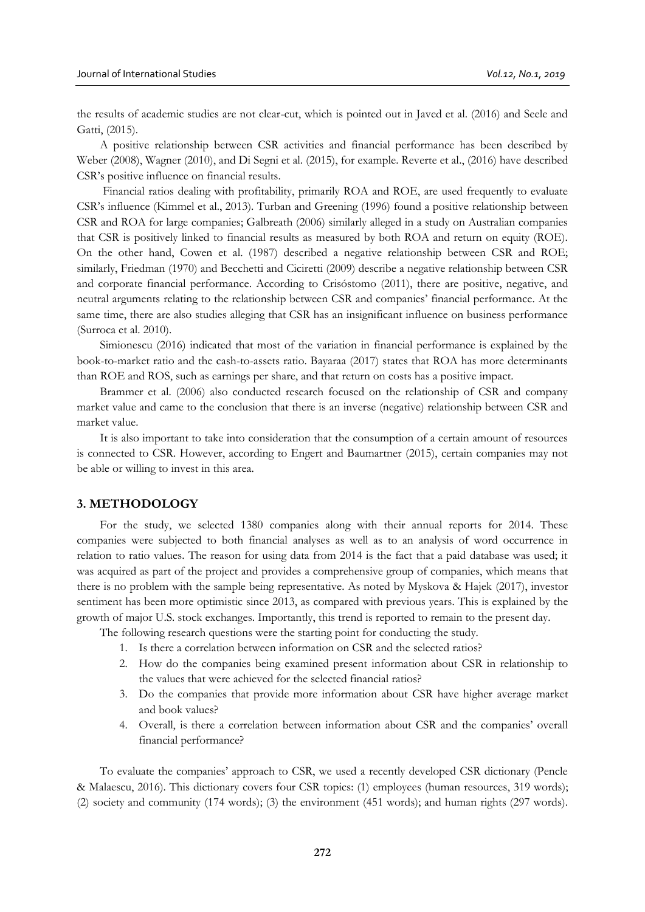the results of academic studies are not clear-cut, which is pointed out in Javed et al. (2016) and Seele and Gatti, (2015).

A positive relationship between CSR activities and financial performance has been described by Weber (2008), Wagner (2010), and Di Segni et al. (2015), for example. Reverte et al., (2016) have described CSR's positive influence on financial results.

Financial ratios dealing with profitability, primarily ROA and ROE, are used frequently to evaluate CSR's influence (Kimmel et al., 2013). Turban and Greening (1996) found a positive relationship between CSR and ROA for large companies; Galbreath (2006) similarly alleged in a study on Australian companies that CSR is positively linked to financial results as measured by both ROA and return on equity (ROE). On the other hand, Cowen et al. (1987) described a negative relationship between CSR and ROE; similarly, Friedman (1970) and Becchetti and Ciciretti (2009) describe a negative relationship between CSR and corporate financial performance. According to Crisóstomo (2011), there are positive, negative, and neutral arguments relating to the relationship between CSR and companies' financial performance. At the same time, there are also studies alleging that CSR has an insignificant influence on business performance (Surroca et al. 2010).

Simionescu (2016) indicated that most of the variation in financial performance is explained by the book-to-market ratio and the cash-to-assets ratio. Bayaraa (2017) states that ROA has more determinants than ROE and ROS, such as earnings per share, and that return on costs has a positive impact.

Brammer et al. (2006) also conducted research focused on the relationship of CSR and company market value and came to the conclusion that there is an inverse (negative) relationship between CSR and market value.

It is also important to take into consideration that the consumption of a certain amount of resources is connected to CSR. However, according to Engert and Baumartner (2015), certain companies may not be able or willing to invest in this area.

## 3. METHODOLOGY

For the study, we selected 1380 companies along with their annual reports for 2014. These companies were subjected to both financial analyses as well as to an analysis of word occurrence in relation to ratio values. The reason for using data from 2014 is the fact that a paid database was used; it was acquired as part of the project and provides a comprehensive group of companies, which means that there is no problem with the sample being representative. As noted by Myskova & Hajek (2017), investor sentiment has been more optimistic since 2013, as compared with previous years. This is explained by the growth of major U.S. stock exchanges. Importantly, this trend is reported to remain to the present day.

The following research questions were the starting point for conducting the study.

1. Is there a correlation between information on CSR and the selected ratios?
2. How do the companies being examined present information about CSR in relationship to the values that were achieved for the selected financial ratios?
3. Do the companies that provide more information about CSR have higher average market and book values?
4. Overall, is there a correlation between information about CSR and the companies' overall financial performance?

To evaluate the companies' approach to CSR, we used a recently developed CSR dictionary (Pencle & Malaescu, 2016). This dictionary covers four CSR topics: (1) employees (human resources, 319 words); (2) society and community (174 words); (3) the environment (451 words); and human rights (297 words).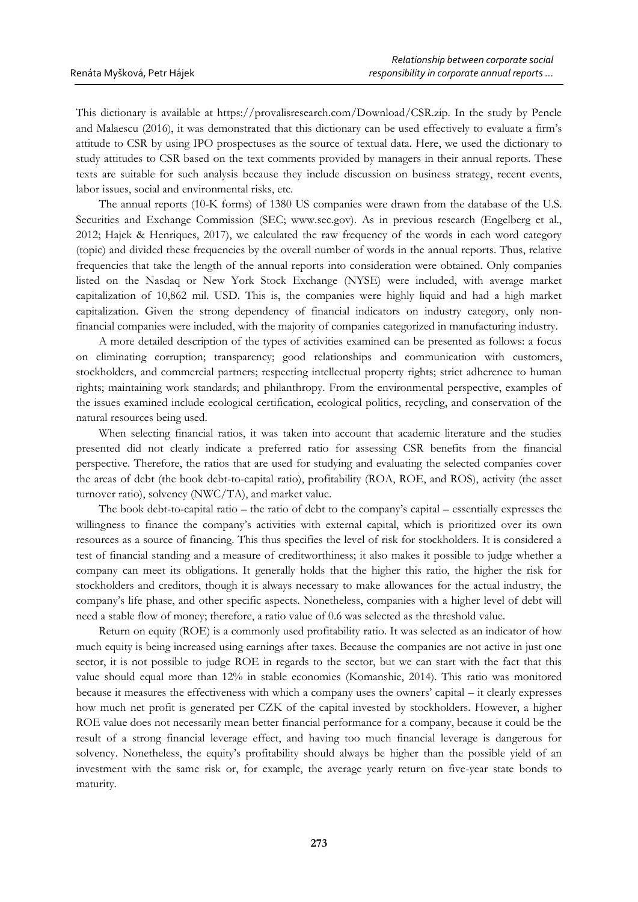This dictionary is available at https://provalisresearch.com/Download/CSR.zip. In the study by Pencle and Malaescu (2016), it was demonstrated that this dictionary can be used effectively to evaluate a firm's attitude to CSR by using IPO prospectuses as the source of textual data. Here, we used the dictionary to study attitudes to CSR based on the text comments provided by managers in their annual reports. These texts are suitable for such analysis because they include discussion on business strategy, recent events, labor issues, social and environmental risks, etc.

The annual reports (10-K forms) of 1380 US companies were drawn from the database of the U.S. Securities and Exchange Commission (SEC; www.sec.gov). As in previous research (Engelberg et al., 2012; Hajek & Henriques, 2017), we calculated the raw frequency of the words in each word category (topic) and divided these frequencies by the overall number of words in the annual reports. Thus, relative frequencies that take the length of the annual reports into consideration were obtained. Only companies listed on the Nasdaq or New York Stock Exchange (NYSE) were included, with average market capitalization of 10,862 mil. USD. This is, the companies were highly liquid and had a high market capitalization. Given the strong dependency of financial indicators on industry category, only non-financial companies were included, with the majority of companies categorized in manufacturing industry.

A more detailed description of the types of activities examined can be presented as follows: a focus on eliminating corruption; transparency; good relationships and communication with customers, stockholders, and commercial partners; respecting intellectual property rights; strict adherence to human rights; maintaining work standards; and philanthropy. From the environmental perspective, examples of the issues examined include ecological certification, ecological politics, recycling, and conservation of the natural resources being used.

When selecting financial ratios, it was taken into account that academic literature and the studies presented did not clearly indicate a preferred ratio for assessing CSR benefits from the financial perspective. Therefore, the ratios that are used for studying and evaluating the selected companies cover the areas of debt (the book debt-to-capital ratio), profitability (ROA, ROE, and ROS), activity (the asset turnover ratio), solvency (NWC/TA), and market value.

The book debt-to-capital ratio – the ratio of debt to the company's capital – essentially expresses the willingness to finance the company's activities with external capital, which is prioritized over its own resources as a source of financing. This thus specifies the level of risk for stockholders. It is considered a test of financial standing and a measure of creditworthiness; it also makes it possible to judge whether a company can meet its obligations. It generally holds that the higher this ratio, the higher the risk for stockholders and creditors, though it is always necessary to make allowances for the actual industry, the company's life phase, and other specific aspects. Nonetheless, companies with a higher level of debt will need a stable flow of money; therefore, a ratio value of 0.6 was selected as the threshold value.

Return on equity (ROE) is a commonly used profitability ratio. It was selected as an indicator of how much equity is being increased using earnings after taxes. Because the companies are not active in just one sector, it is not possible to judge ROE in regards to the sector, but we can start with the fact that this value should equal more than 12% in stable economies (Komanshie, 2014). This ratio was monitored because it measures the effectiveness with which a company uses the owners' capital – it clearly expresses how much net profit is generated per CZK of the capital invested by stockholders. However, a higher ROE value does not necessarily mean better financial performance for a company, because it could be the result of a strong financial leverage effect, and having too much financial leverage is dangerous for solvency. Nonetheless, the equity's profitability should always be higher than the possible yield of an investment with the same risk or, for example, the average yearly return on five-year state bonds to maturity.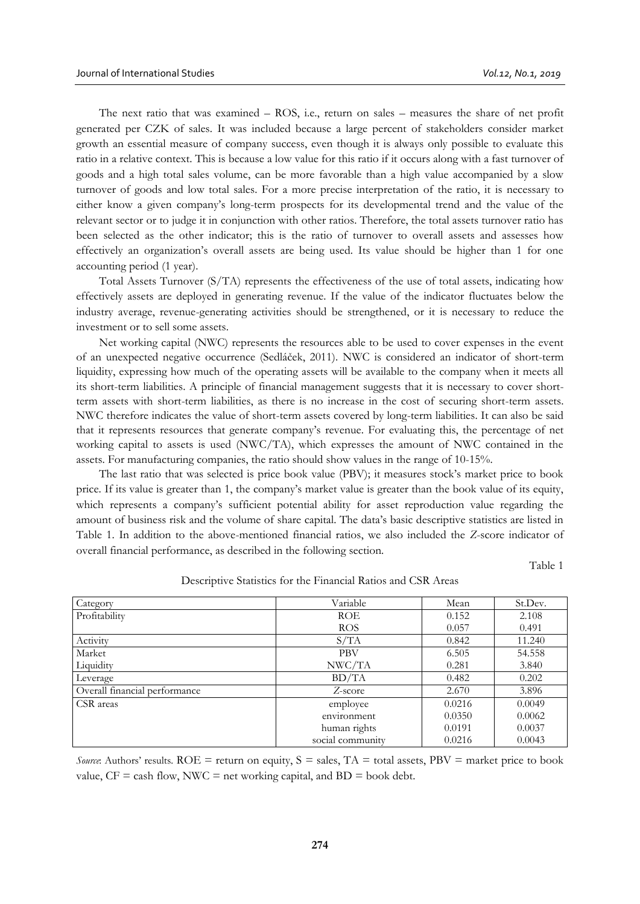The next ratio that was examined – ROS, i.e., return on sales – measures the share of net profit generated per CZK of sales. It was included because a large percent of stakeholders consider market growth an essential measure of company success, even though it is always only possible to evaluate this ratio in a relative context. This is because a low value for this ratio if it occurs along with a fast turnover of goods and a high total sales volume, can be more favorable than a high value accompanied by a slow turnover of goods and low total sales. For a more precise interpretation of the ratio, it is necessary to either know a given company's long-term prospects for its developmental trend and the value of the relevant sector or to judge it in conjunction with other ratios. Therefore, the total assets turnover ratio has been selected as the other indicator; this is the ratio of turnover to overall assets and assesses how effectively an organization's overall assets are being used. Its value should be higher than 1 for one accounting period (1 year).

Total Assets Turnover (S/TA) represents the effectiveness of the use of total assets, indicating how effectively assets are deployed in generating revenue. If the value of the indicator fluctuates below the industry average, revenue-generating activities should be strengthened, or it is necessary to reduce the investment or to sell some assets.

Net working capital (NWC) represents the resources able to be used to cover expenses in the event of an unexpected negative occurrence (Sedláček, 2011). NWC is considered an indicator of short-term liquidity, expressing how much of the operating assets will be available to the company when it meets all its short-term liabilities. A principle of financial management suggests that it is necessary to cover short-term assets with short-term liabilities, as there is no increase in the cost of securing short-term assets. NWC therefore indicates the value of short-term assets covered by long-term liabilities. It can also be said that it represents resources that generate company's revenue. For evaluating this, the percentage of net working capital to assets is used (NWC/TA), which expresses the amount of NWC contained in the assets. For manufacturing companies, the ratio should show values in the range of 10-15%.

The last ratio that was selected is price book value (PBV); it measures stock's market price to book price. If its value is greater than 1, the company's market value is greater than the book value of its equity, which represents a company's sufficient potential ability for asset reproduction value regarding the amount of business risk and the volume of share capital. The data's basic descriptive statistics are listed in Table 1. In addition to the above-mentioned financial ratios, we also included the *Z*-score indicator of overall financial performance, as described in the following section.

Table 1

Descriptive Statistics for the Financial Ratios and CSR Areas

| Category | Variable | Mean | St.Dev. |
|---|---|---|---|
| Profitability | ROE | 0.152 | 2.108 |
| | ROS | 0.057 | 0.491 |
| Activity | S/TA | 0.842 | 11.240 |
| Market | PBV | 6.505 | 54.558 |
| Liquidity | NWC/TA | 0.281 | 3.840 |
| Leverage | BD/TA | 0.482 | 0.202 |
| Overall financial performance | *Z*-score | 2.670 | 3.896 |
| CSR areas | employee | 0.0216 | 0.0049 |
| | environment | 0.0350 | 0.0062 |
| | human rights | 0.0191 | 0.0037 |
| | social community | 0.0216 | 0.0043 |

*Source*: Authors' results. ROE = return on equity, S = sales, TA = total assets, PBV = market price to book value, CF = cash flow, NWC = net working capital, and BD = book debt.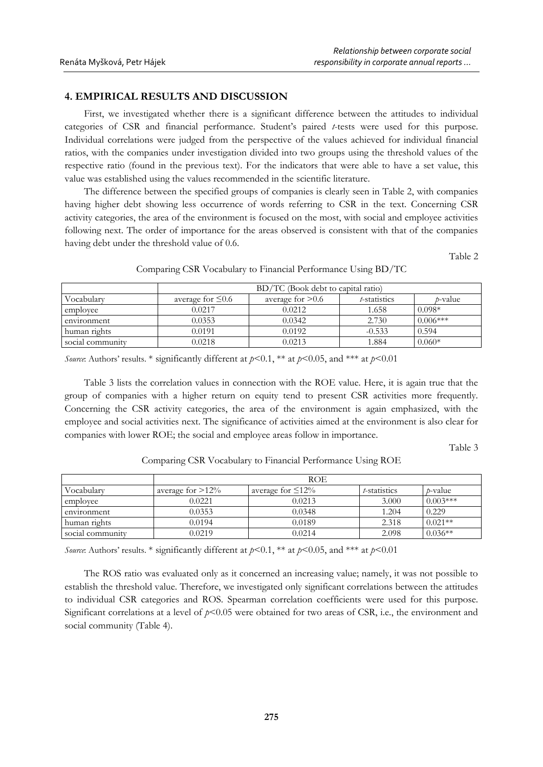## 4. EMPIRICAL RESULTS AND DISCUSSION

First, we investigated whether there is a significant difference between the attitudes to individual categories of CSR and financial performance. Student's paired *t*-tests were used for this purpose. Individual correlations were judged from the perspective of the values achieved for individual financial ratios, with the companies under investigation divided into two groups using the threshold values of the respective ratio (found in the previous text). For the indicators that were able to have a set value, this value was established using the values recommended in the scientific literature.

The difference between the specified groups of companies is clearly seen in Table 2, with companies having higher debt showing less occurrence of words referring to CSR in the text. Concerning CSR activity categories, the area of the environment is focused on the most, with social and employee activities following next. The order of importance for the areas observed is consistent with that of the companies having debt under the threshold value of 0.6.

Table 2

Comparing CSR Vocabulary to Financial Performance Using BD/TC

| | BD/TC (Book debt to capital ratio) | | | |
|---|---|---|---|---|
| Vocabulary | average for ≤0.6 | average for >0.6 | *t*-statistics | *p*-value |
| employee | 0.0217 | 0.0212 | 1.658 | 0.098* |
| environment | 0.0353 | 0.0342 | 2.730 | 0.006*** |
| human rights | 0.0191 | 0.0192 | -0.533 | 0.594 |
| social community | 0.0218 | 0.0213 | 1.884 | 0.060* |

*Source*: Authors' results. * significantly different at $p<0.1$, ** at $p<0.05$, and *** at $p<0.01$

Table 3 lists the correlation values in connection with the ROE value. Here, it is again true that the group of companies with a higher return on equity tend to present CSR activities more frequently. Concerning the CSR activity categories, the area of the environment is again emphasized, with the employee and social activities next. The significance of activities aimed at the environment is also clear for companies with lower ROE; the social and employee areas follow in importance.

Table 3

Comparing CSR Vocabulary to Financial Performance Using ROE

| | ROE | | | |
|---|---|---|---|---|
| Vocabulary | average for >12% | average for ≤12% | *t*-statistics | *p*-value |
| employee | 0.0221 | 0.0213 | 3.000 | 0.003*** |
| environment | 0.0353 | 0.0348 | 1.204 | 0.229 |
| human rights | 0.0194 | 0.0189 | 2.318 | 0.021** |
| social community | 0.0219 | 0.0214 | 2.098 | 0.036** |

*Source*: Authors' results. * significantly different at $p<0.1$, ** at $p<0.05$, and *** at $p<0.01$

The ROS ratio was evaluated only as it concerned an increasing value; namely, it was not possible to establish the threshold value. Therefore, we investigated only significant correlations between the attitudes to individual CSR categories and ROS. Spearman correlation coefficients were used for this purpose. Significant correlations at a level of $p<0.05$ were obtained for two areas of CSR, i.e., the environment and social community (Table 4).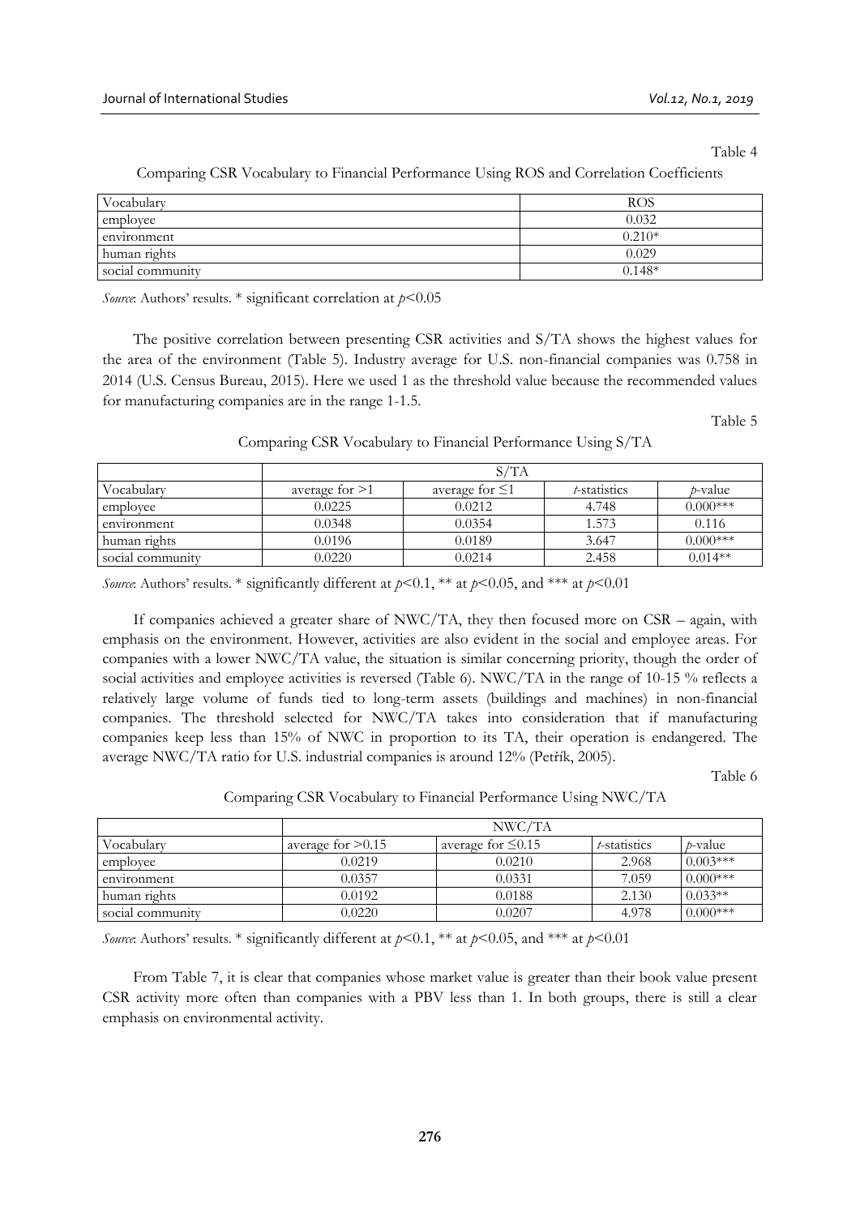Table 4

Comparing CSR Vocabulary to Financial Performance Using ROS and Correlation Coefficients

| Vocabulary | ROS |
|---|---|
| employee | 0.032 |
| environment | 0.210* |
| human rights | 0.029 |
| social community | 0.148* |

*Source*: Authors' results. * significant correlation at $p<0.05$

The positive correlation between presenting CSR activities and S/TA shows the highest values for the area of the environment (Table 5). Industry average for U.S. non-financial companies was 0.758 in 2014 (U.S. Census Bureau, 2015). Here we used 1 as the threshold value because the recommended values for manufacturing companies are in the range 1-1.5.

Table 5

Comparing CSR Vocabulary to Financial Performance Using S/TA

| | S/TA | | | |
|---|---|---|---|---|
| Vocabulary | average for >1 | average for ≤1 | *t*-statistics | *p*-value |
| employee | 0.0225 | 0.0212 | 4.748 | 0.000*** |
| environment | 0.0348 | 0.0354 | 1.573 | 0.116 |
| human rights | 0.0196 | 0.0189 | 3.647 | 0.000*** |
| social community | 0.0220 | 0.0214 | 2.458 | 0.014** |

*Source*: Authors' results. * significantly different at $p<0.1$, ** at $p<0.05$, and *** at $p<0.01$

If companies achieved a greater share of NWC/TA, they then focused more on CSR – again, with emphasis on the environment. However, activities are also evident in the social and employee areas. For companies with a lower NWC/TA value, the situation is similar concerning priority, though the order of social activities and employee activities is reversed (Table 6). NWC/TA in the range of 10-15 % reflects a relatively large volume of funds tied to long-term assets (buildings and machines) in non-financial companies. The threshold selected for NWC/TA takes into consideration that if manufacturing companies keep less than 15% of NWC in proportion to its TA, their operation is endangered. The average NWC/TA ratio for U.S. industrial companies is around 12% (Petřík, 2005).

Table 6

Comparing CSR Vocabulary to Financial Performance Using NWC/TA

| | NWC/TA | | | |
|---|---|---|---|---|
| Vocabulary | average for >0.15 | average for ≤0.15 | *t*-statistics | *p*-value |
| employee | 0.0219 | 0.0210 | 2.968 | 0.003*** |
| environment | 0.0357 | 0.0331 | 7.059 | 0.000*** |
| human rights | 0.0192 | 0.0188 | 2.130 | 0.033** |
| social community | 0.0220 | 0.0207 | 4.978 | 0.000*** |

*Source*: Authors' results. * significantly different at $p<0.1$, ** at $p<0.05$, and *** at $p<0.01$

From Table 7, it is clear that companies whose market value is greater than their book value present CSR activity more often than companies with a PBV less than 1. In both groups, there is still a clear emphasis on environmental activity.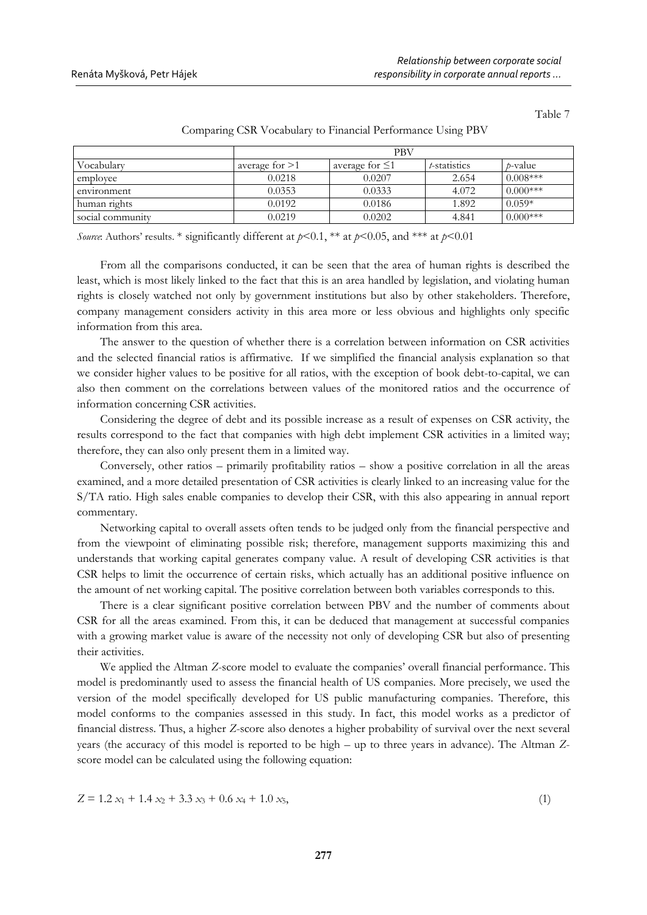Table 7

Comparing CSR Vocabulary to Financial Performance Using PBV

| | PBV | | | |
|---|---|---|---|---|
| Vocabulary | average for >1 | average for ≤1 | *t*-statistics | *p*-value |
| employee | 0.0218 | 0.0207 | 2.654 | 0.008*** |
| environment | 0.0353 | 0.0333 | 4.072 | 0.000*** |
| human rights | 0.0192 | 0.0186 | 1.892 | 0.059* |
| social community | 0.0219 | 0.0202 | 4.841 | 0.000*** |

*Source*: Authors' results. * significantly different at $p<0.1$, ** at $p<0.05$, and *** at $p<0.01$

From all the comparisons conducted, it can be seen that the area of human rights is described the least, which is most likely linked to the fact that this is an area handled by legislation, and violating human rights is closely watched not only by government institutions but also by other stakeholders. Therefore, company management considers activity in this area more or less obvious and highlights only specific information from this area.

The answer to the question of whether there is a correlation between information on CSR activities and the selected financial ratios is affirmative. If we simplified the financial analysis explanation so that we consider higher values to be positive for all ratios, with the exception of book debt-to-capital, we can also then comment on the correlations between values of the monitored ratios and the occurrence of information concerning CSR activities.

Considering the degree of debt and its possible increase as a result of expenses on CSR activity, the results correspond to the fact that companies with high debt implement CSR activities in a limited way; therefore, they can also only present them in a limited way.

Conversely, other ratios – primarily profitability ratios – show a positive correlation in all the areas examined, and a more detailed presentation of CSR activities is clearly linked to an increasing value for the S/TA ratio. High sales enable companies to develop their CSR, with this also appearing in annual report commentary.

Networking capital to overall assets often tends to be judged only from the financial perspective and from the viewpoint of eliminating possible risk; therefore, management supports maximizing this and understands that working capital generates company value. A result of developing CSR activities is that CSR helps to limit the occurrence of certain risks, which actually has an additional positive influence on the amount of net working capital. The positive correlation between both variables corresponds to this.

There is a clear significant positive correlation between PBV and the number of comments about CSR for all the areas examined. From this, it can be deduced that management at successful companies with a growing market value is aware of the necessity not only of developing CSR but also of presenting their activities.

We applied the Altman *Z*-score model to evaluate the companies' overall financial performance. This model is predominantly used to assess the financial health of US companies. More precisely, we used the version of the model specifically developed for US public manufacturing companies. Therefore, this model conforms to the companies assessed in this study. In fact, this model works as a predictor of financial distress. Thus, a higher *Z*-score also denotes a higher probability of survival over the next several years (the accuracy of this model is reported to be high – up to three years in advance). The Altman *Z*-score model can be calculated using the following equation:

$$Z = 1.2\,x_1 + 1.4\,x_2 + 3.3\,x_3 + 0.6\,x_4 + 1.0\,x_5, \tag{1}$$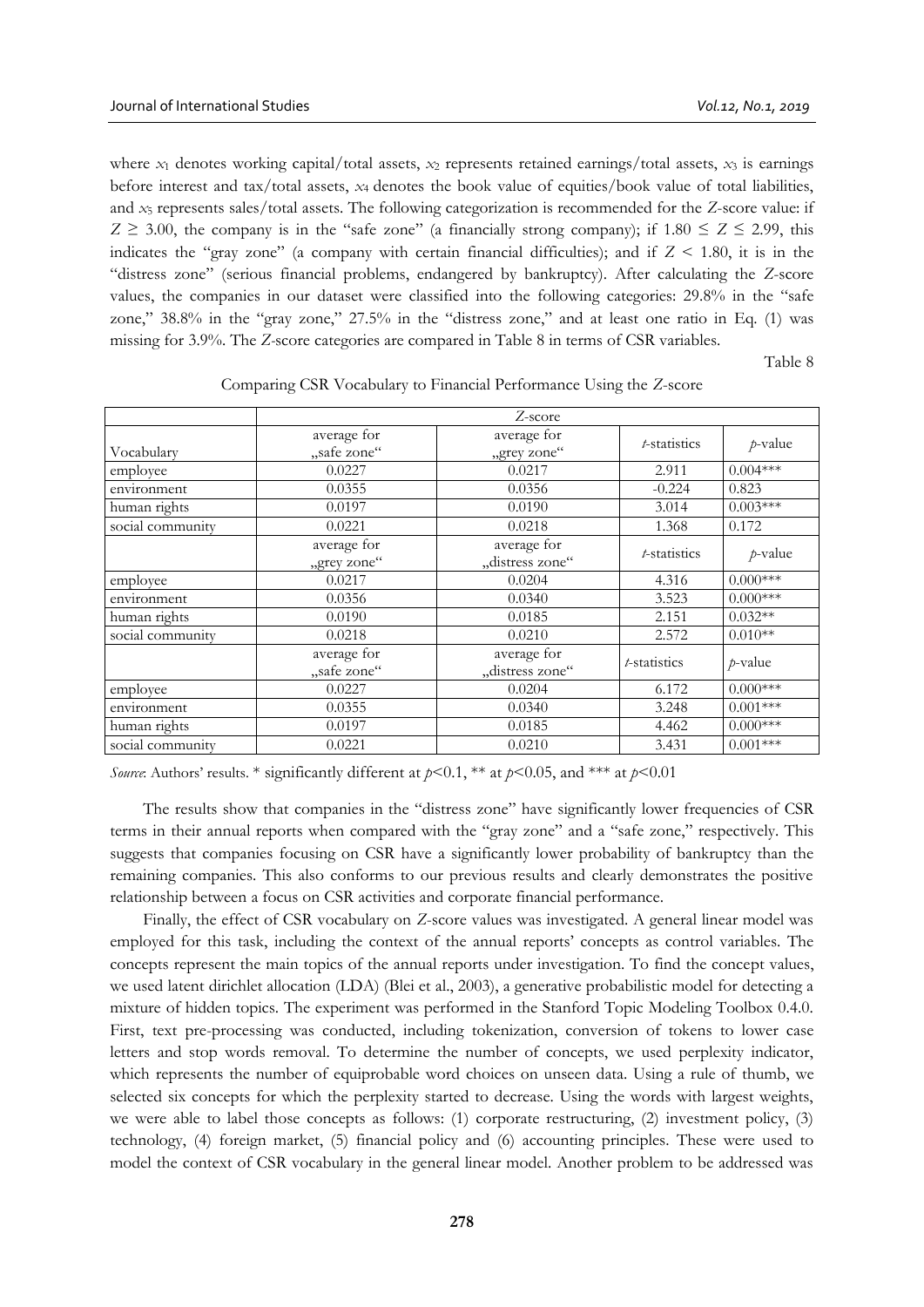where $x_1$ denotes working capital/total assets, $x_2$ represents retained earnings/total assets, $x_3$ is earnings before interest and tax/total assets, $x_4$ denotes the book value of equities/book value of total liabilities, and $x_5$ represents sales/total assets. The following categorization is recommended for the *Z*-score value: if $Z \geq 3.00$, the company is in the "safe zone" (a financially strong company); if $1.80 \leq Z \leq 2.99$, this indicates the "gray zone" (a company with certain financial difficulties); and if $Z < 1.80$, it is in the "distress zone" (serious financial problems, endangered by bankruptcy). After calculating the *Z*-score values, the companies in our dataset were classified into the following categories: 29.8% in the "safe zone," 38.8% in the "gray zone," 27.5% in the "distress zone," and at least one ratio in Eq. (1) was missing for 3.9%. The *Z*-score categories are compared in Table 8 in terms of CSR variables.

Table 8

Comparing CSR Vocabulary to Financial Performance Using the *Z*-score

| | *Z*-score | | | |
|---|---|---|---|---|
| Vocabulary | average for „safe zone" | average for „grey zone" | *t*-statistics | *p*-value |
| employee | 0.0227 | 0.0217 | 2.911 | 0.004*** |
| environment | 0.0355 | 0.0356 | -0.224 | 0.823 |
| human rights | 0.0197 | 0.0190 | 3.014 | 0.003*** |
| social community | 0.0221 | 0.0218 | 1.368 | 0.172 |
| | average for „grey zone" | average for „distress zone" | *t*-statistics | *p*-value |
| employee | 0.0217 | 0.0204 | 4.316 | 0.000*** |
| environment | 0.0356 | 0.0340 | 3.523 | 0.000*** |
| human rights | 0.0190 | 0.0185 | 2.151 | 0.032** |
| social community | 0.0218 | 0.0210 | 2.572 | 0.010** |
| | average for „safe zone" | average for „distress zone" | *t*-statistics | *p*-value |
| employee | 0.0227 | 0.0204 | 6.172 | 0.000*** |
| environment | 0.0355 | 0.0340 | 3.248 | 0.001*** |
| human rights | 0.0197 | 0.0185 | 4.462 | 0.000*** |
| social community | 0.0221 | 0.0210 | 3.431 | 0.001*** |

*Source*: Authors' results. * significantly different at $p<0.1$, ** at $p<0.05$, and *** at $p<0.01$

The results show that companies in the "distress zone" have significantly lower frequencies of CSR terms in their annual reports when compared with the "gray zone" and a "safe zone," respectively. This suggests that companies focusing on CSR have a significantly lower probability of bankruptcy than the remaining companies. This also conforms to our previous results and clearly demonstrates the positive relationship between a focus on CSR activities and corporate financial performance.

Finally, the effect of CSR vocabulary on *Z*-score values was investigated. A general linear model was employed for this task, including the context of the annual reports' concepts as control variables. The concepts represent the main topics of the annual reports under investigation. To find the concept values, we used latent dirichlet allocation (LDA) (Blei et al., 2003), a generative probabilistic model for detecting a mixture of hidden topics. The experiment was performed in the Stanford Topic Modeling Toolbox 0.4.0. First, text pre-processing was conducted, including tokenization, conversion of tokens to lower case letters and stop words removal. To determine the number of concepts, we used perplexity indicator, which represents the number of equiprobable word choices on unseen data. Using a rule of thumb, we selected six concepts for which the perplexity started to decrease. Using the words with largest weights, we were able to label those concepts as follows: (1) corporate restructuring, (2) investment policy, (3) technology, (4) foreign market, (5) financial policy and (6) accounting principles. These were used to model the context of CSR vocabulary in the general linear model. Another problem to be addressed was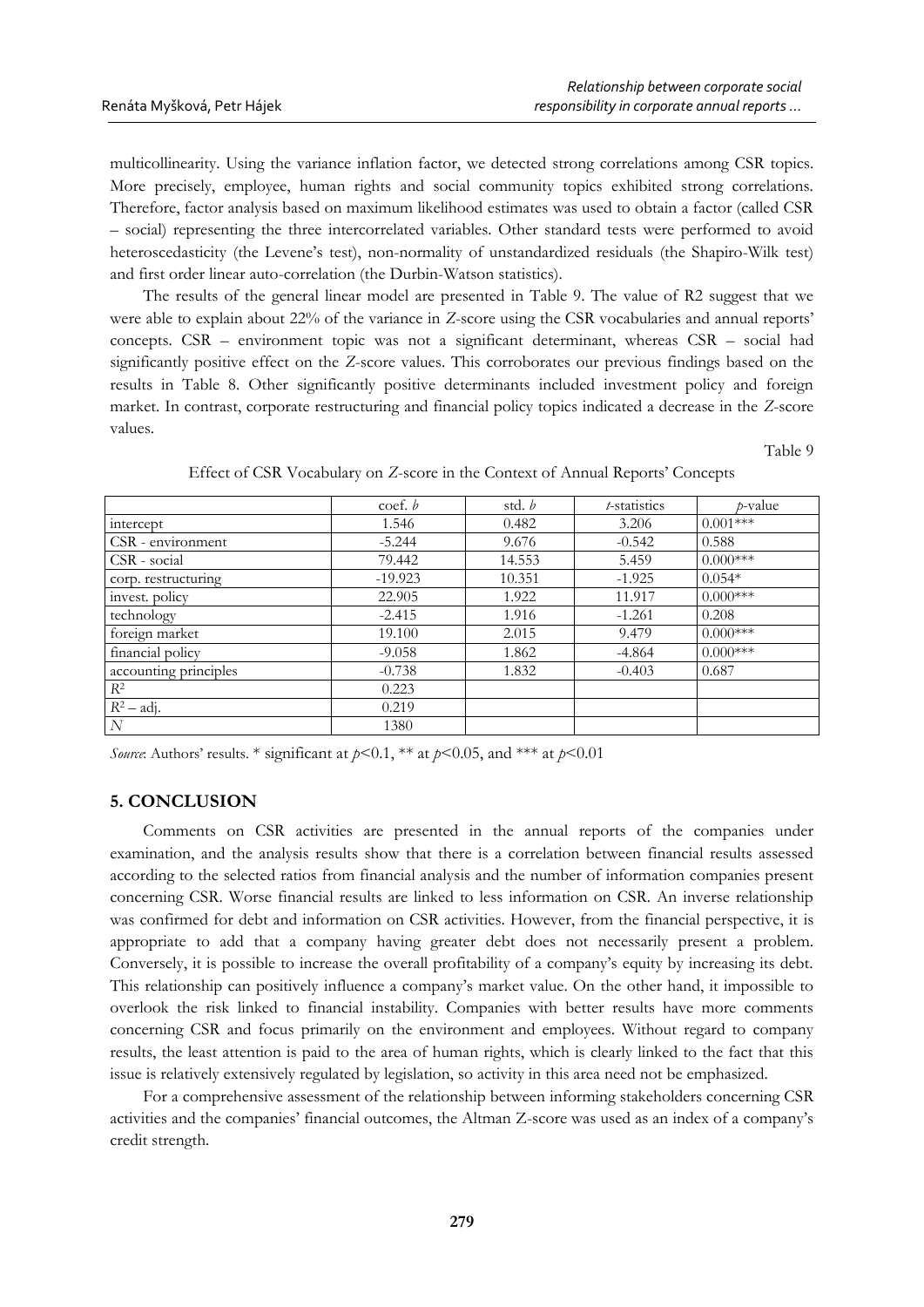multicollinearity. Using the variance inflation factor, we detected strong correlations among CSR topics. More precisely, employee, human rights and social community topics exhibited strong correlations. Therefore, factor analysis based on maximum likelihood estimates was used to obtain a factor (called CSR – social) representing the three intercorrelated variables. Other standard tests were performed to avoid heteroscedasticity (the Levene's test), non-normality of unstandardized residuals (the Shapiro-Wilk test) and first order linear auto-correlation (the Durbin-Watson statistics).

The results of the general linear model are presented in Table 9. The value of R2 suggest that we were able to explain about 22% of the variance in *Z*-score using the CSR vocabularies and annual reports' concepts. CSR – environment topic was not a significant determinant, whereas CSR – social had significantly positive effect on the *Z*-score values. This corroborates our previous findings based on the results in Table 8. Other significantly positive determinants included investment policy and foreign market. In contrast, corporate restructuring and financial policy topics indicated a decrease in the *Z*-score values.

Table 9

Effect of CSR Vocabulary on *Z*-score in the Context of Annual Reports' Concepts

| | coef. *b* | std. *b* | *t*-statistics | *p*-value |
|---|---|---|---|---|
| intercept | 1.546 | 0.482 | 3.206 | 0.001*** |
| CSR - environment | -5.244 | 9.676 | -0.542 | 0.588 |
| CSR - social | 79.442 | 14.553 | 5.459 | 0.000*** |
| corp. restructuring | -19.923 | 10.351 | -1.925 | 0.054* |
| invest. policy | 22.905 | 1.922 | 11.917 | 0.000*** |
| technology | -2.415 | 1.916 | -1.261 | 0.208 |
| foreign market | 19.100 | 2.015 | 9.479 | 0.000*** |
| financial policy | -9.058 | 1.862 | -4.864 | 0.000*** |
| accounting principles | -0.738 | 1.832 | -0.403 | 0.687 |
| $R^2$ | 0.223 | | | |
| $R^2$ – adj. | 0.219 | | | |
| *N* | 1380 | | | |

*Source*: Authors' results. * significant at $p<0.1$, ** at $p<0.05$, and *** at $p<0.01$

## 5. CONCLUSION

Comments on CSR activities are presented in the annual reports of the companies under examination, and the analysis results show that there is a correlation between financial results assessed according to the selected ratios from financial analysis and the number of information companies present concerning CSR. Worse financial results are linked to less information on CSR. An inverse relationship was confirmed for debt and information on CSR activities. However, from the financial perspective, it is appropriate to add that a company having greater debt does not necessarily present a problem. Conversely, it is possible to increase the overall profitability of a company's equity by increasing its debt. This relationship can positively influence a company's market value. On the other hand, it impossible to overlook the risk linked to financial instability. Companies with better results have more comments concerning CSR and focus primarily on the environment and employees. Without regard to company results, the least attention is paid to the area of human rights, which is clearly linked to the fact that this issue is relatively extensively regulated by legislation, so activity in this area need not be emphasized.

For a comprehensive assessment of the relationship between informing stakeholders concerning CSR activities and the companies' financial outcomes, the Altman Z-score was used as an index of a company's credit strength.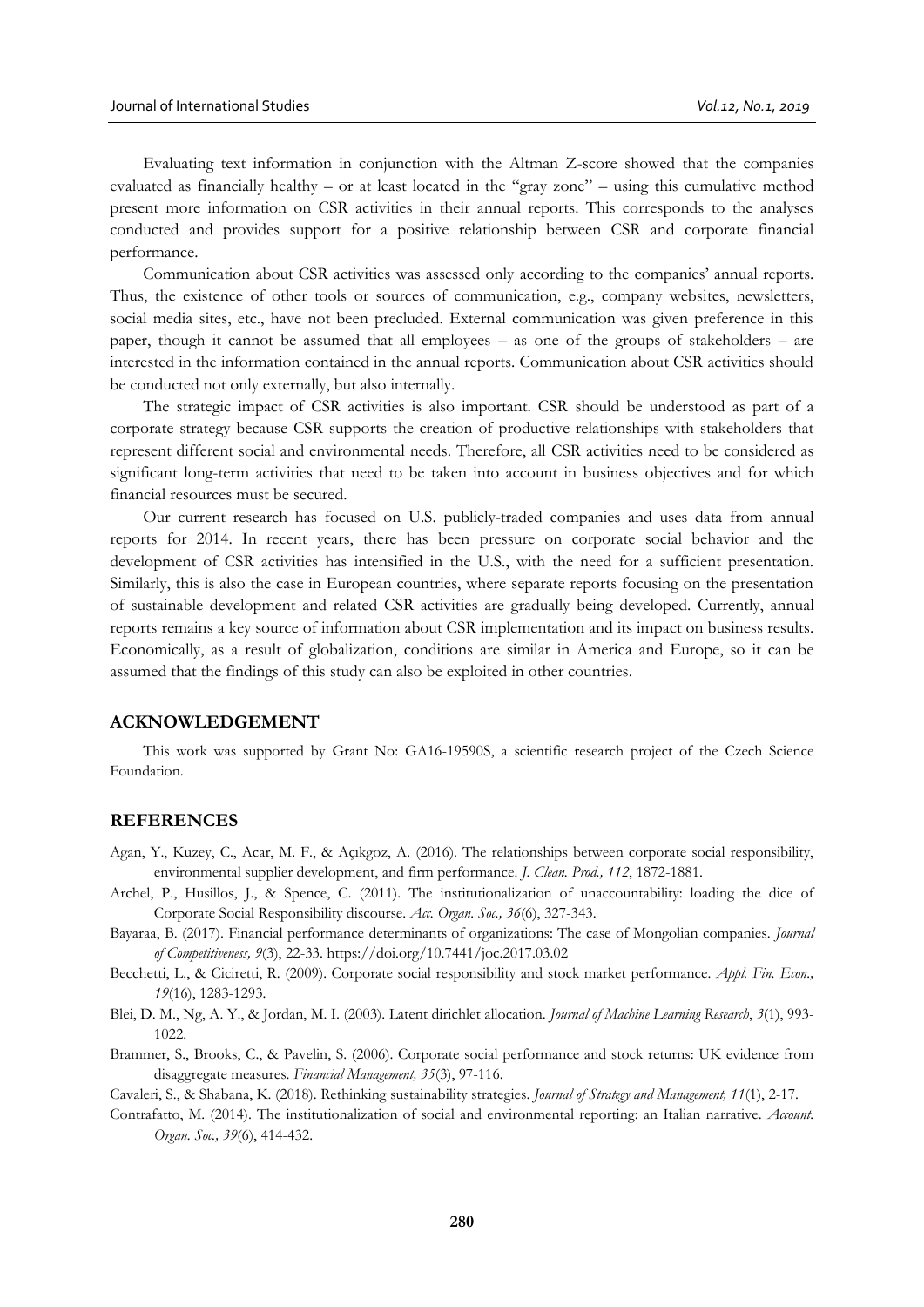Evaluating text information in conjunction with the Altman Z-score showed that the companies evaluated as financially healthy – or at least located in the "gray zone" – using this cumulative method present more information on CSR activities in their annual reports. This corresponds to the analyses conducted and provides support for a positive relationship between CSR and corporate financial performance.

Communication about CSR activities was assessed only according to the companies' annual reports. Thus, the existence of other tools or sources of communication, e.g., company websites, newsletters, social media sites, etc., have not been precluded. External communication was given preference in this paper, though it cannot be assumed that all employees – as one of the groups of stakeholders – are interested in the information contained in the annual reports. Communication about CSR activities should be conducted not only externally, but also internally.

The strategic impact of CSR activities is also important. CSR should be understood as part of a corporate strategy because CSR supports the creation of productive relationships with stakeholders that represent different social and environmental needs. Therefore, all CSR activities need to be considered as significant long-term activities that need to be taken into account in business objectives and for which financial resources must be secured.

Our current research has focused on U.S. publicly-traded companies and uses data from annual reports for 2014. In recent years, there has been pressure on corporate social behavior and the development of CSR activities has intensified in the U.S., with the need for a sufficient presentation. Similarly, this is also the case in European countries, where separate reports focusing on the presentation of sustainable development and related CSR activities are gradually being developed. Currently, annual reports remains a key source of information about CSR implementation and its impact on business results. Economically, as a result of globalization, conditions are similar in America and Europe, so it can be assumed that the findings of this study can also be exploited in other countries.

## ACKNOWLEDGEMENT

This work was supported by Grant No: GA16-19590S, a scientific research project of the Czech Science Foundation.

## REFERENCES

Agan, Y., Kuzey, C., Acar, M. F., & Açıkgoz, A. (2016). The relationships between corporate social responsibility, environmental supplier development, and firm performance. *J. Clean. Prod., 112*, 1872-1881.

Archel, P., Husillos, J., & Spence, C. (2011). The institutionalization of unaccountability: loading the dice of Corporate Social Responsibility discourse. *Acc. Organ. Soc., 36*(6), 327-343.

Bayaraa, B. (2017). Financial performance determinants of organizations: The case of Mongolian companies. *Journal of Competitiveness, 9*(3), 22-33. https://doi.org/10.7441/joc.2017.03.02

Becchetti, L., & Ciciretti, R. (2009). Corporate social responsibility and stock market performance. *Appl. Fin. Econ., 19*(16), 1283-1293.

Blei, D. M., Ng, A. Y., & Jordan, M. I. (2003). Latent dirichlet allocation. *Journal of Machine Learning Research*, *3*(1), 993-1022.

Brammer, S., Brooks, C., & Pavelin, S. (2006). Corporate social performance and stock returns: UK evidence from disaggregate measures. *Financial Management, 35*(3), 97-116.

Cavaleri, S., & Shabana, K. (2018). Rethinking sustainability strategies. *Journal of Strategy and Management, 11*(1), 2-17.

Contrafatto, M. (2014). The institutionalization of social and environmental reporting: an Italian narrative. *Account. Organ. Soc., 39*(6), 414-432.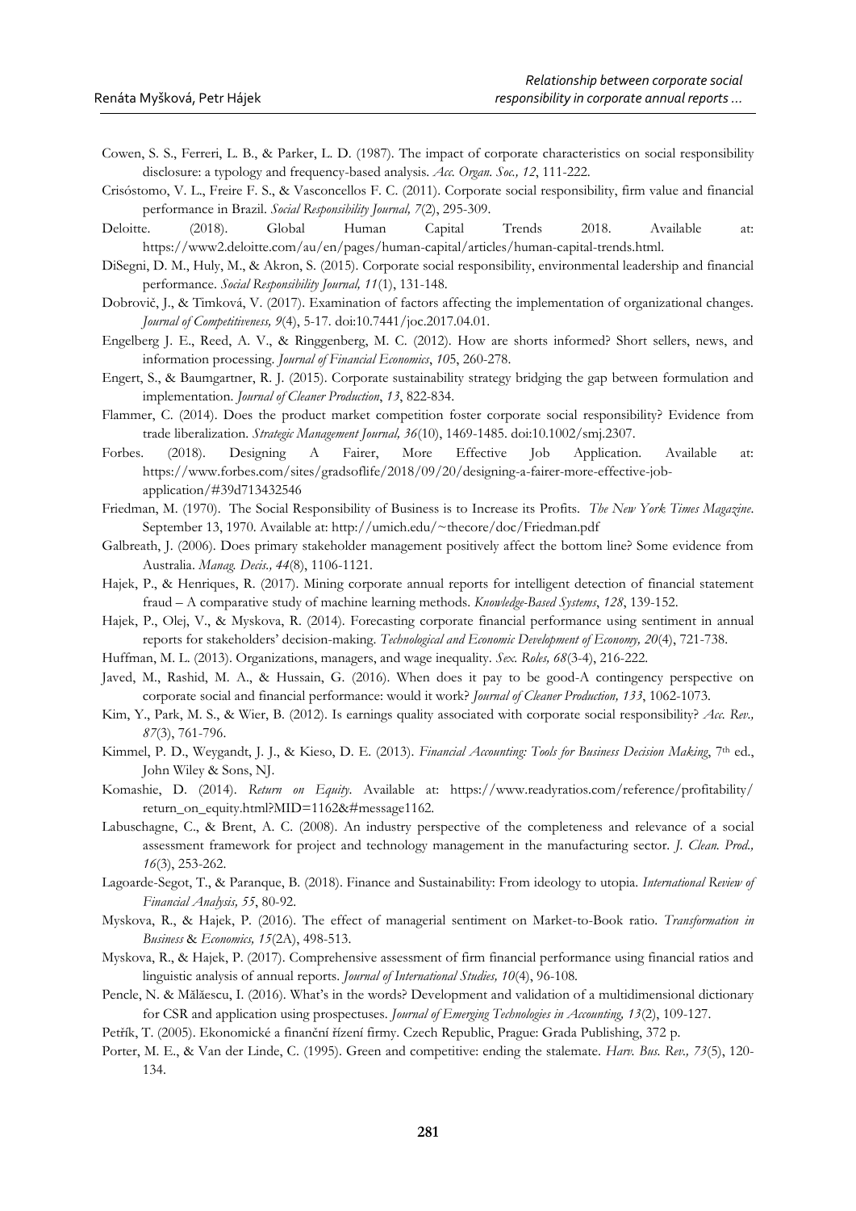Cowen, S. S., Ferreri, L. B., & Parker, L. D. (1987). The impact of corporate characteristics on social responsibility disclosure: a typology and frequency-based analysis. *Acc. Organ. Soc., 12*, 111-222.

Crisóstomo, V. L., Freire F. S., & Vasconcellos F. C. (2011). Corporate social responsibility, firm value and financial performance in Brazil. *Social Responsibility Journal, 7*(2), 295-309.

Deloitte. (2018). Global Human Capital Trends 2018. Available at: https://www2.deloitte.com/au/en/pages/human-capital/articles/human-capital-trends.html.

DiSegni, D. M., Huly, M., & Akron, S. (2015). Corporate social responsibility, environmental leadership and financial performance. *Social Responsibility Journal, 11*(1), 131-148.

Dobrovič, J., & Timková, V. (2017). Examination of factors affecting the implementation of organizational changes. *Journal of Competitiveness, 9*(4), 5-17. doi:10.7441/joc.2017.04.01.

Engelberg J. E., Reed, A. V., & Ringgenberg, M. C. (2012). How are shorts informed? Short sellers, news, and information processing. *Journal of Financial Economics*, *10*5, 260-278.

Engert, S., & Baumgartner, R. J. (2015). Corporate sustainability strategy bridging the gap between formulation and implementation. *Journal of Cleaner Production*, *13*, 822-834.

Flammer, C. (2014). Does the product market competition foster corporate social responsibility? Evidence from trade liberalization. *Strategic Management Journal, 36*(10), 1469-1485. doi:10.1002/smj.2307.

Forbes. (2018). Designing A Fairer, More Effective Job Application. Available at: https://www.forbes.com/sites/gradsoflife/2018/09/20/designing-a-fairer-more-effective-job-application/#39d713432546

Friedman, M. (1970). The Social Responsibility of Business is to Increase its Profits. *The New York Times Magazine*. September 13, 1970. Available at: http://umich.edu/~thecore/doc/Friedman.pdf

Galbreath, J. (2006). Does primary stakeholder management positively affect the bottom line? Some evidence from Australia. *Manag. Decis., 44*(8), 1106-1121.

Hajek, P., & Henriques, R. (2017). Mining corporate annual reports for intelligent detection of financial statement fraud – A comparative study of machine learning methods. *Knowledge-Based Systems*, *128*, 139-152.

Hajek, P., Olej, V., & Myskova, R. (2014). Forecasting corporate financial performance using sentiment in annual reports for stakeholders' decision-making. *Technological and Economic Development of Economy, 20*(4), 721-738.

Huffman, M. L. (2013). Organizations, managers, and wage inequality. *Sex. Roles, 68*(3-4), 216-222.

Javed, M., Rashid, M. A., & Hussain, G. (2016). When does it pay to be good-A contingency perspective on corporate social and financial performance: would it work? *Journal of Cleaner Production, 133*, 1062-1073.

Kim, Y., Park, M. S., & Wier, B. (2012). Is earnings quality associated with corporate social responsibility? *Acc. Rev., 87*(3), 761-796.

Kimmel, P. D., Weygandt, J. J., & Kieso, D. E. (2013). *Financial Accounting: Tools for Business Decision Making*, 7th ed., John Wiley & Sons, NJ.

Komashie, D. (2014). *Return on Equity*. Available at: https://www.readyratios.com/reference/profitability/return_on_equity.html?MID=1162&#message1162.

Labuschagne, C., & Brent, A. C. (2008). An industry perspective of the completeness and relevance of a social assessment framework for project and technology management in the manufacturing sector. *J. Clean. Prod., 16*(3), 253-262.

Lagoarde-Segot, T., & Paranque, B. (2018). Finance and Sustainability: From ideology to utopia. *International Review of Financial Analysis, 55*, 80-92.

Myskova, R., & Hajek, P. (2016). The effect of managerial sentiment on Market-to-Book ratio. *Transformation in Business* & *Economics, 15*(2A), 498-513.

Myskova, R., & Hajek, P. (2017). Comprehensive assessment of firm financial performance using financial ratios and linguistic analysis of annual reports. *Journal of International Studies, 10*(4), 96-108.

Pencle, N. & Mălăescu, I. (2016). What's in the words? Development and validation of a multidimensional dictionary for CSR and application using prospectuses. *Journal of Emerging Technologies in Accounting, 13*(2), 109-127.

Petřík, T. (2005). Ekonomické a finanční řízení firmy. Czech Republic, Prague: Grada Publishing, 372 p.

Porter, M. E., & Van der Linde, C. (1995). Green and competitive: ending the stalemate. *Harv. Bus. Rev., 73*(5), 120-134.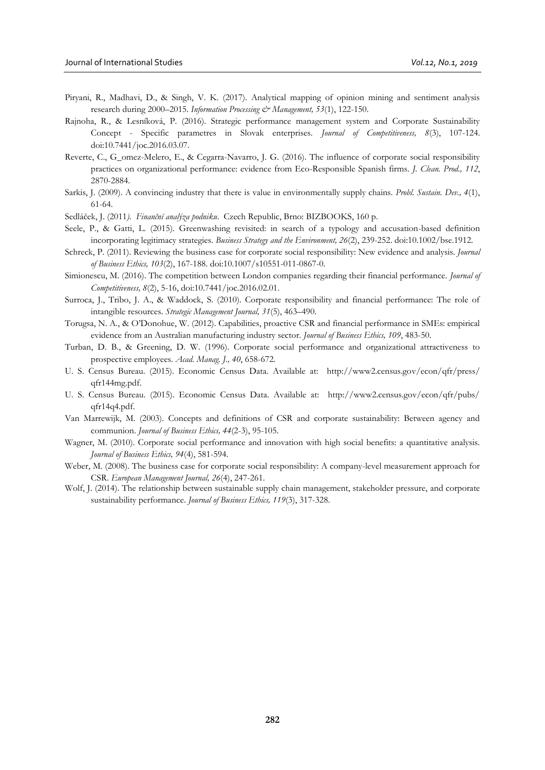Piryani, R., Madhavi, D., & Singh, V. K. (2017). Analytical mapping of opinion mining and sentiment analysis research during 2000–2015. *Information Processing & Management, 53*(1), 122-150.

Rajnoha, R., & Lesníková, P. (2016). Strategic performance management system and Corporate Sustainability Concept - Specific parametres in Slovak enterprises. *Journal of Competitiveness, 8*(3), 107-124. doi:10.7441/joc.2016.03.07.

Reverte, C., G_omez-Melero, E., & Cegarra-Navarro, J. G. (2016). The influence of corporate social responsibility practices on organizational performance: evidence from Eco-Responsible Spanish firms. *J. Clean. Prod., 112*, 2870-2884.

Sarkis, J. (2009). A convincing industry that there is value in environmentally supply chains. *Probl. Sustain. Dev., 4*(1), 61-64.

Sedláček, J. (2011*). Finanční analýza podniku*. Czech Republic, Brno: BIZBOOKS, 160 p.

Seele, P., & Gatti, L. (2015). Greenwashing revisited: in search of a typology and accusation-based definition incorporating legitimacy strategies. *Business Strategy and the Environment, 26*(2), 239-252. doi:10.1002/bse.1912.

Schreck, P. (2011). Reviewing the business case for corporate social responsibility: New evidence and analysis. *Journal of Business Ethics, 103*(2), 167-188. doi:10.1007/s10551-011-0867-0.

Simionescu, M. (2016). The competition between London companies regarding their financial performance. *Journal of Competitiveness, 8*(2), 5-16, doi:10.7441/joc.2016.02.01.

Surroca, J., Tribo, J. A., & Waddock, S. (2010). Corporate responsibility and financial performance: The role of intangible resources. *Strategic Management Journal, 31*(5), 463–490.

Torugsa, N. A., & O'Donohue, W. (2012). Capabilities, proactive CSR and financial performance in SMEs: empirical evidence from an Australian manufacturing industry sector. *Journal of Business Ethics, 109*, 483-50.

Turban, D. B., & Greening, D. W. (1996). Corporate social performance and organizational attractiveness to prospective employees. *Acad. Manag. J., 40*, 658-672.

U. S. Census Bureau. (2015). Economic Census Data. Available at: http://www2.census.gov/econ/qfr/press/qfr144mg.pdf.

U. S. Census Bureau. (2015). Economic Census Data. Available at: http://www2.census.gov/econ/qfr/pubs/qfr14q4.pdf.

Van Marrewijk, M. (2003). Concepts and definitions of CSR and corporate sustainability: Between agency and communion. *Journal of Business Ethics, 44*(2-3), 95-105.

Wagner, M. (2010). Corporate social performance and innovation with high social benefits: a quantitative analysis. *Journal of Business Ethics, 94*(4), 581-594.

Weber, M. (2008). The business case for corporate social responsibility: A company-level measurement approach for CSR. *European Management Journal, 26*(4), 247-261.

Wolf, J. (2014). The relationship between sustainable supply chain management, stakeholder pressure, and corporate sustainability performance. *Journal of Business Ethics, 119*(3), 317-328.